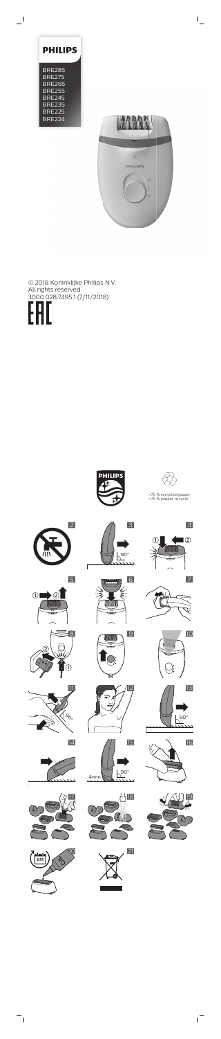PHILIPS

BRE285
BRE275
BRE265
BRE255
BRE245
BRE235
BRE225
BRE224

© 2018 Koninklijke Philips N.V.
All rights reserved
3000.028.7495.1 (7/11/2018)

>75 % recycled paper
>75 % papier recyclé

2

3

90°

4

5

6

7

8

9

10

11

90°

12

13

90°

14

15

4mm

90°

16

17

18

19

20

6M

21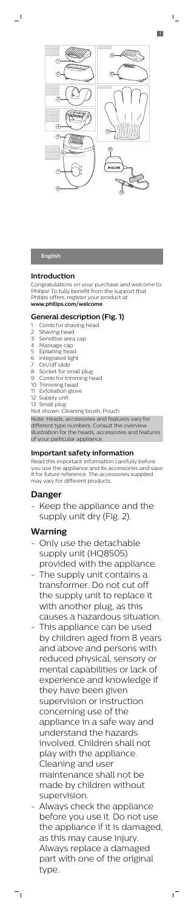English

## Introduction

Congratulations on your purchase and welcome to Philips! To fully benefit from the support that Philips offers, register your product at **www.philips.com/welcome**.

## General description (Fig. 1)

1 Comb for shaving head
2 Shaving head
3 Sensitive area cap
4 Massage cap
5 Epilating head
6 Integrated light
7 On/off slide
8 Socket for small plug
9 Comb for trimming head
10 Trimming head
11 Exfoliation glove
12 Supply unit
13 Small plug
Not shown: Cleaning brush, Pouch

Note: Heads, accessories and features vary for different type numbers. Consult the overview illustration for the heads, accessories and features of your particular appliance.

## Important safety information

Read this important information carefully before you use the appliance and its accessories and save it for future reference. The accessories supplied may vary for different products.

## Danger

- Keep the appliance and the supply unit dry (Fig. 2).

## Warning

- Only use the detachable supply unit (HQ8505) provided with the appliance.
- The supply unit contains a transformer. Do not cut off the supply unit to replace it with another plug, as this causes a hazardous situation.
- This appliance can be used by children aged from 8 years and above and persons with reduced physical, sensory or mental capabilities or lack of experience and knowledge if they have been given supervision or instruction concerning use of the appliance in a safe way and understand the hazards involved. Children shall not play with the appliance. Cleaning and user maintenance shall not be made by children without supervision.
- Always check the appliance before you use it. Do not use the appliance if it is damaged, as this may cause injury. Always replace a damaged part with one of the original type.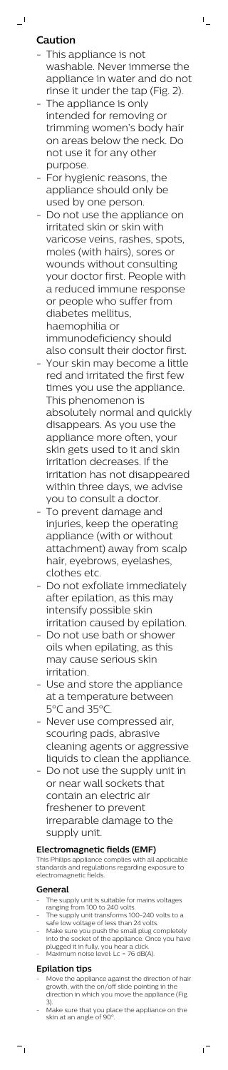## Caution

- This appliance is not washable. Never immerse the appliance in water and do not rinse it under the tap (Fig. 2).
- The appliance is only intended for removing or trimming women's body hair on areas below the neck. Do not use it for any other purpose.
- For hygienic reasons, the appliance should only be used by one person.
- Do not use the appliance on irritated skin or skin with varicose veins, rashes, spots, moles (with hairs), sores or wounds without consulting your doctor first. People with a reduced immune response or people who suffer from diabetes mellitus, haemophilia or immunodeficiency should also consult their doctor first.
- Your skin may become a little red and irritated the first few times you use the appliance. This phenomenon is absolutely normal and quickly disappears. As you use the appliance more often, your skin gets used to it and skin irritation decreases. If the irritation has not disappeared within three days, we advise you to consult a doctor.
- To prevent damage and injuries, keep the operating appliance (with or without attachment) away from scalp hair, eyebrows, eyelashes, clothes etc.
- Do not exfoliate immediately after epilation, as this may intensify possible skin irritation caused by epilation.
- Do not use bath or shower oils when epilating, as this may cause serious skin irritation.
- Use and store the appliance at a temperature between 5°C and 35°C.
- Never use compressed air, scouring pads, abrasive cleaning agents or aggressive liquids to clean the appliance.
- Do not use the supply unit in or near wall sockets that contain an electric air freshener to prevent irreparable damage to the supply unit.

### Electromagnetic fields (EMF)

This Philips appliance complies with all applicable standards and regulations regarding exposure to electromagnetic fields.

### General

- The supply unit is suitable for mains voltages ranging from 100 to 240 volts.
- The supply unit transforms 100-240 volts to a safe low voltage of less than 24 volts.
- Make sure you push the small plug completely into the socket of the appliance. Once you have plugged it in fully, you hear a click.
- Maximum noise level: Lc = 76 dB(A).

### Epilation tips

- Move the appliance against the direction of hair growth, with the on/off slide pointing in the direction in which you move the appliance (Fig. 3).
- Make sure that you place the appliance on the skin at an angle of 90°.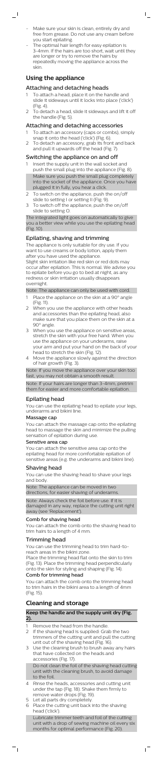- Make sure your skin is clean, entirely dry and free from grease. Do not use any cream before you start epilating.
- The optimal hair length for easy epilation is 3-4mm. If the hairs are too short, wait until they are longer or try to remove the hairs by repeatedly moving the appliance across the skin.

## Using the appliance

### Attaching and detaching heads

1. To attach a head, place it on the handle and slide it sideways until it locks into place ('click') (Fig. 4).
2. To detach a head, slide it sideways and lift it off the handle (Fig. 5).

### Attaching and detaching accessories

1. To attach an accessory (caps or combs), simply snap it onto the head ('click') (Fig. 6).
2. To detach an accessory, grab its front and back and pull it upwards off the head (Fig. 7).

### Switching the appliance on and off

1. Insert the supply unit in the wall socket and push the small plug into the appliance (Fig. 8).

   Make sure you push the small plug completely into the socket of the appliance. Once you have plugged it in fully, you hear a click.
2. To switch on the appliance, push the on/off slide to setting I or setting II (Fig. 9).
3. To switch off the appliance, push the on/off slide to setting O.

The integrated light goes on automatically to give you a better view while you use the epilating head (Fig. 10).

### Epilating, shaving and trimming

The appliance is only suitable for dry use. If you want to use creams or body lotion, apply them after you have used the appliance.

Slight skin irritation like red skin or red dots may occur after epilation. This is normal. We advise you to epilate before you go to bed at night, as any redness or skin irritation usually disappears overnight.

Note: The appliance can only be used with cord.

1. Place the appliance on the skin at a 90° angle (Fig. 11).
2. When you use the appliance with other heads and accessories than the epilating head, also make sure that you place them on the skin at a 90° angle.
3. When you use the appliance on sensitive areas, stretch the skin with your free hand. When you use the appliance on your underarms, raise your arm and put your hand on the back of your head to stretch the skin (Fig. 12).
4. Move the appliance slowly against the direction of hair growth (Fig. 3).

Note: If you move the appliance over your skin too fast, you may not obtain a smooth result.

Note: If your hairs are longer than 3-4mm, pretrim them for easier and more comfortable epilation.

### Epilating head

You can use the epilating head to epilate your legs, underarms and bikini line.

#### Massage cap

You can attach the massage cap onto the epilating head to massage the skin and minimize the pulling sensation of epilation during use.

#### Senstive area cap

You can attach the sensitive area cap onto the epilating head for more comfortable epilation of sensitive areas (e.g. the underarms and bikini line).

### Shaving head

You can use the shaving head to shave your legs and body.

Note: The appliance can be moved in two directions, for easier shaving of underarms.

Note: Always check the foil before use. If it is damaged in any way, replace the cutting unit right away (see 'Replacement').

#### Comb for shaving head

You can attach the comb onto the shaving head to trim hairs to a length of 4 mm.

### Trimming head

You can use the trimming head to trim hard-to-reach areas in the bikini zone.

Place the trimming head flat onto the skin to trim (Fig. 13). Place the trimming head perpendicularly onto the skin for styling and shaping (Fig. 14).

#### Comb for trimming head

You can attach the comb onto the trimming head to trim hairs in the bikini area to a length of 4mm (Fig. 15).

## Cleaning and storage

**Keep the handle and the supply unit dry (Fig. 2).**

1. Remove the head from the handle.
2. If the shaving head is supplied: Grab the two trimmers of the cutting unit and pull the cutting unit out of the shaving head (Fig. 16).
3. Use the cleaning brush to brush away any hairs that have collected on the heads and accessories (Fig. 17).

   Do not clean the foil of the shaving head cutting unit with the cleaning brush, to avoid damage to the foil.
4. Rinse the heads, accessories and cutting unit under the tap (Fig. 18). Shake them firmly to remove water drops (Fig. 19).
5. Let all parts dry completely.
6. Place the cutting unit back into the shaving head ('click').

   Lubricate trimmer teeth and foil of the cutting unit with a drop of sewing machine oil every six months for optimal performance (Fig. 20).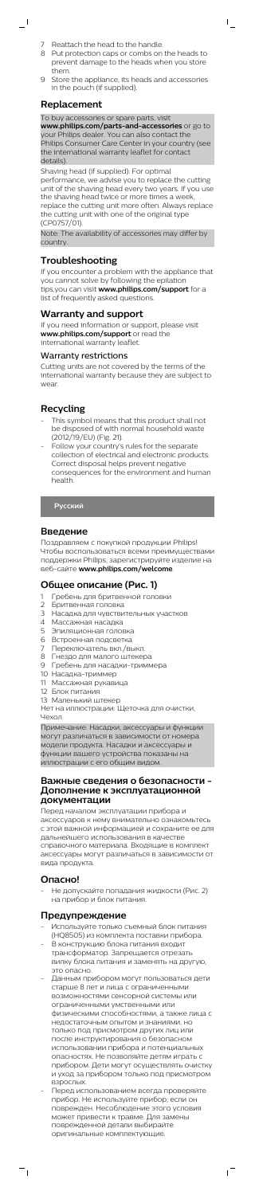7 Reattach the head to the handle.
8 Put protection caps or combs on the heads to prevent damage to the heads when you store them.
9 Store the appliance, its heads and accessories in the pouch (if supplied).

## Replacement

To buy accessories or spare parts, visit **www.philips.com/parts-and-accessories** or go to your Philips dealer. You can also contact the Philips Consumer Care Center in your country (see the international warranty leaflet for contact details).

Shaving head (if supplied): For optimal performance, we advise you to replace the cutting unit of the shaving head every two years. If you use the shaving head twice or more times a week, replace the cutting unit more often. Always replace the cutting unit with one of the original type (CP0757/01).

Note: The availability of accessories may differ by country.

## Troubleshooting

If you encounter a problem with the appliance that you cannot solve by following the epilation tips,you can visit **www.philips.com/support** for a list of frequently asked questions.

## Warranty and support

If you need information or support, please visit **www.philips.com/support** or read the international warranty leaflet.

### Warranty restrictions

Cutting units are not covered by the terms of the international warranty because they are subject to wear.

## Recycling

- This symbol means that this product shall not be disposed of with normal household waste (2012/19/EU) (Fig. 21).
- Follow your country's rules for the separate collection of electrical and electronic products. Correct disposal helps prevent negative consequences for the environment and human health.

**Русский**

## Введение

Поздравляем с покупкой продукции Philips! Чтобы воспользоваться всеми преимуществами поддержки Philips, зарегистрируйте изделие на веб-сайте **www.philips.com/welcome**.

## Общее описание (Рис. 1)

1 Гребень для бритвенной головки
2 Бритвенная головка
3 Насадка для чувствительных участков
4 Массажная насадка
5 Эпиляционная головка
6 Встроенная подсветка
7 Переключатель вкл./выкл.
8 Гнездо для малого штекера
9 Гребень для насадки-триммера
10 Насадка-триммер
11 Массажная рукавица
12 Блок питания
13 Маленький штекер

Нет на иллюстрации: Щеточка для очистки, Чехол

Примечание. Насадки, аксессуары и функции могут различаться в зависимости от номера модели продукта. Насадки и аксессуары и функции вашего устройства показаны на иллюстрации с его общим видом.

## Важные сведения о безопасности - Дополнение к эксплуатационной документации

Перед началом эксплуатации прибора и аксессуаров к нему внимательно ознакомьтесь с этой важной информацией и сохраните ее для дальнейшего использования в качестве справочного материала. Входящие в комплект аксессуары могут различаться в зависимости от вида продукта.

## Опасно!

- Не допускайте попадания жидкости (Рис. 2) на прибор и блок питания.

## Предупреждение

- Используйте только съемный блок питания (HQ8505) из комплекта поставки прибора.
- В конструкцию блока питания входит трансформатор. Запрещается отрезать вилку блока питания и заменять на другую, это опасно.
- Данным прибором могут пользоваться дети старше 8 лет и лица с ограниченными возможностями сенсорной системы или ограниченными умственными или физическими способностями, а также лица с недостаточным опытом и знаниями, но только под присмотром других лиц или после инструктирования о безопасном использовании прибора и потенциальных опасностях. Не позволяйте детям играть с прибором. Дети могут осуществлять очистку и уход за прибором только под присмотром взрослых.
- Перед использованием всегда проверяйте прибор. Не используйте прибор, если он поврежден. Несоблюдение этого условия может привести к травме. Для замены поврежденной детали выбирайте оригинальные комплектующие.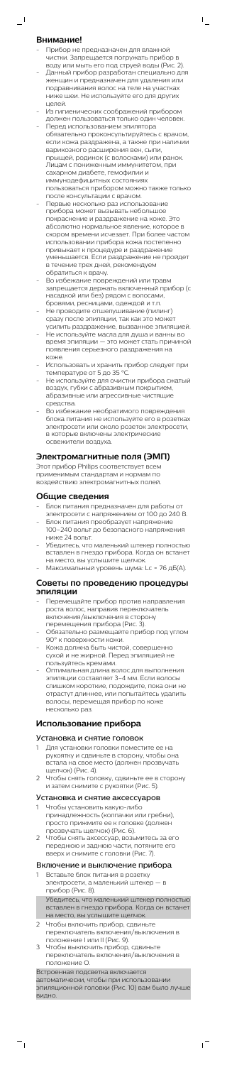## Внимание!

- Прибор не предназначен для влажной чистки. Запрещается погружать прибор в воду или мыть его под струей воды (Рис. 2).
- Данный прибор разработан специально для женщин и предназначен для удаления или подравнивания волос на теле на участках ниже шеи. Не используйте его для других целей.
- Из гигиенических соображений прибором должен пользоваться только один человек.
- Перед использованием эпилятора обязательно проконсультируйтесь с врачом, если кожа раздражена, а также при наличии варикозного расширения вен, сыпи, прыщей, родинок (с волосками) или ранок. Лицам с пониженным иммунитетом, при сахарном диабете, гемофилии и иммунодефицитных состояниях пользоваться прибором можно также только после консультации с врачом.
- Первые несколько раз использование прибора может вызывать небольшое покраснение и раздражение на коже. Это абсолютно нормальное явление, которое в скором времени исчезает. При более частом использовании прибора кожа постепенно привыкает к процедуре и раздражение уменьшается. Если раздражение не пройдет в течение трех дней, рекомендуем обратиться к врачу.
- Во избежание повреждений или травм запрещается держать включенный прибор (с насадкой или без) рядом с волосами, бровями, ресницами, одеждой и т.п.
- Не проводите отшелушивание (пилинг) сразу после эпиляции, так как это может усилить раздражение, вызванное эпиляцией.
- Не используйте масла для душа и ванны во время эпиляции — это может стать причиной появления серьезного раздражения на коже.
- Использовать и хранить прибор следует при температуре от 5 до 35 °C.
- Не используйте для очистки прибора сжатый воздух, губки с абразивным покрытием, абразивные или агрессивные чистящие средства.
- Во избежание необратимого повреждения блока питания не используйте его в розетках электросети или около розеток электросети, в которые включены электрические освежители воздуха.

## Электромагнитные поля (ЭМП)

Этот прибор Philips соответствует всем применимым стандартам и нормам по воздействию электромагнитных полей.

## Общие сведения

- Блок питания предназначен для работы от электросети с напряжением от 100 до 240 В.
- Блок питания преобразует напряжение 100–240 вольт до безопасного напряжения ниже 24 вольт.
- Убедитесь, что маленький штекер полностью вставлен в гнездо прибора. Когда он встанет на место, вы услышите щелчок.
- Максимальный уровень шума: Lc = 76 дБ(A).

## Советы по проведению процедуры эпиляции

- Перемещайте прибор против направления роста волос, направив переключатель включения/выключения в сторону перемещения прибора (Рис. 3).
- Обязательно размещайте прибор под углом 90° к поверхности кожи.
- Кожа должна быть чистой, совершенно сухой и не жирной. Перед эпиляцией не пользуйтесь кремами.
- Оптимальная длина волос для выполнения эпиляции составляет 3–4 мм. Если волосы слишком короткие, подождите, пока они не отрастут длиннее, или попытайтесь удалить волосы, перемещая прибор по коже несколько раз.

## Использование прибора

### Установка и снятие головок

1. Для установки головки поместите ее на рукоятку и сдвиньте в сторону, чтобы она встала на свое место (должен прозвучать щелчок) (Рис. 4).
2. Чтобы снять головку, сдвиньте ее в сторону и затем снимите с рукоятки (Рис. 5).

### Установка и снятие аксессуаров

1. Чтобы установить какую-либо принадлежность (колпачки или гребни), просто прижмите ее к головке (должен прозвучать щелчок) (Рис. 6).
2. Чтобы снять аксессуар, возьмитесь за его переднюю и заднюю части, потяните его вверх и снимите с головки (Рис. 7).

### Включение и выключение прибора

1. Вставьте блок питания в розетку электросети, а маленький штекер — в прибор (Рис. 8).

   Убедитесь, что маленький штекер полностью вставлен в гнездо прибора. Когда он встанет на место, вы услышите щелчок.
2. Чтобы включить прибор, сдвиньте переключатель включения/выключения в положение I или II (Рис. 9).
3. Чтобы выключить прибор, сдвиньте переключатель включения/выключения в положение O.

Встроенная подсветка включается автоматически, чтобы при использовании эпиляционной головки (Рис. 10) вам было лучше видно.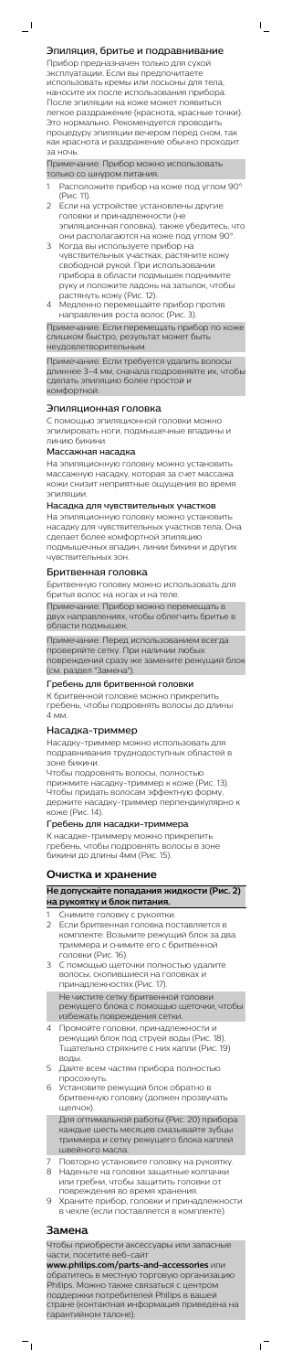### Эпиляция, бритье и подравнивание

Прибор предназначен только для сухой эксплуатации. Если вы предпочитаете использовать кремы или лосьоны для тела, наносите их после использования прибора. После эпиляции на коже может появиться легкое раздражение (краснота, красные точки). Это нормально. Рекомендуется проводить процедуру эпиляции вечером перед сном, так как краснота и раздражение обычно проходят за ночь.

Примечание. Прибор можно использовать только со шнуром питания.

1. Расположите прибор на коже под углом 90° (Рис. 11).
2. Если на устройстве установлены другие головки и принадлежности (не эпиляционная головка), также убедитесь, что они располагаются на коже под углом 90°.
3. Когда вы используете прибор на чувствительных участках, растяните кожу свободной рукой. При использовании прибора в области подмышек поднимите руку и положите ладонь на затылок, чтобы растянуть кожу (Рис. 12).
4. Медленно перемещайте прибор против направления роста волос (Рис. 3).

Примечание. Если перемещать прибор по коже слишком быстро, результат может быть неудовлетворительным.

Примечание. Если требуется удалить волосы длиннее 3–4 мм, сначала подровняйте их, чтобы сделать эпиляцию более простой и комфортной.

### Эпиляционная головка

С помощью эпиляционной головки можно эпилировать ноги, подмышечные впадины и линию бикини.

#### Массажная насадка

На эпиляционную головку можно установить массажную насадку, которая за счет массажа кожи снизит неприятные ощущения во время эпиляции.

#### Насадка для чувствительных участков

На эпиляционную головку можно установить насадку для чувствительных участков тела. Она сделает более комфортной эпиляцию подмышечных впадин, линии бикини и других чувствительных зон.

### Бритвенная головка

Бритвенную головку можно использовать для бритья волос на ногах и на теле.

Примечание. Прибор можно перемещать в двух направлениях, чтобы облегчить бритье в области подмышек.

Примечание. Перед использованием всегда проверяйте сетку. При наличии любых повреждений сразу же замените режущий блок (см. раздел "Замена").

#### Гребень для бритвенной головки

К бритвенной головке можно прикрепить гребень, чтобы подровнять волосы до длины 4 мм.

### Насадка-триммер

Насадку-триммер можно использовать для подравнивания труднодоступных областей в зоне бикини.

Чтобы подровнять волосы, полностью прижмите насадку-триммер к коже (Рис. 13). Чтобы придать волосам эффектную форму, держите насадку-триммер перпендикулярно к коже (Рис. 14).

#### Гребень для насадки-триммера

К насадке-триммеру можно прикрепить гребень, чтобы подровнять волосы в зоне бикини до длины 4мм (Рис. 15).

## Очистка и хранение

**Не допускайте попадания жидкости (Рис. 2) на рукоятку и блок питания.**

1. Снимите головку с рукоятки.
2. Если бритвенная головка поставляется в комплекте: Возьмите режущий блок за два триммера и снимите его с бритвенной головки (Рис. 16).
3. С помощью щеточки полностью удалите волосы, скопившиеся на головках и принадлежностях (Рис. 17).

   Не чистите сетку бритвенной головки режущего блока с помощью щеточки, чтобы избежать повреждения сетки.

4. Промойте головки, принадлежности и режущий блок под струей воды (Рис. 18). Тщательно стряхните с них капли (Рис. 19) воды.
5. Дайте всем частям прибора полностью просохнуть.
6. Установите режущий блок обратно в бритвенную головку (должен прозвучать щелчок).

   Для оптимальной работы (Рис. 20) прибора каждые шесть месяцев смазывайте зубцы триммера и сетку режущего блока каплей швейного масла.

7. Повторно установите головку на рукоятку.
8. Наденьте на головки защитные колпачки или гребни, чтобы защитить головки от повреждения во время хранения.
9. Храните прибор, головки и принадлежности в чехле (если поставляется в комплекте).

## Замена

Чтобы приобрести аксессуары или запасные части, посетите веб-сайт **www.philips.com/parts-and-accessories** или обратитесь в местную торговую организацию Philips. Можно также связаться с центром поддержки потребителей Philips в вашей стране (контактная информация приведена на гарантийном талоне).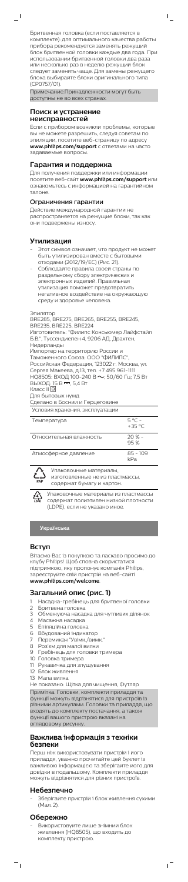Бритвенная головка (если поставляется в комплекте): для оптимального качества работы прибора рекомендуется заменять режущий блок бритвенной головки каждые два года. При использовании бритвенной головки два раза или несколько раз в неделю режущий блок следует заменять чаще. Для замены режущего блока выбирайте блоки оригинального типа (CP0757/01).

Примечание.Принадлежности могут быть доступны не во всех странах.

## Поиск и устранение неисправностей

Если с прибором возникли проблемы, которые вы не можете разрешить, следуя советам по эпиляции, посетите веб-страницу по адресу **www.philips.com/support** с ответами на часто задаваемые вопросы.

## Гарантия и поддержка

Для получения поддержки или информации посетите веб-сайт **www.philips.com/support** или ознакомьтесь с информацией на гарантийном талоне.

### Ограничения гарантии

Действие международной гарантии не распространяется на режущие блоки, так как они подвержены износу.

## Утилизация

- Этот символ означает, что продукт не может быть утилизирован вместе с бытовыми отходами (2012/19/ЕС) (Рис. 21).
- Соблюдайте правила своей страны по раздельному сбору электрических и электронных изделий. Правильная утилизация поможет предотвратить негативное воздействие на окружающую среду и здоровье человека.

Эпилятор
BRE285, BRE275, BRE265, BRE255, BRE245, BRE235, BRE225, BRE224
Изготовитель: "Филипс Консьюмер Лайфстайл Б.В.", Туссендиепен 4, 9206 АД, Драхтен, Нидерланды
Импортер на территорию России и Таможенного Союза: ООО "ФИЛИПС", Российская Федерация, 123022 г. Москва, ул. Сергея Макеева, д.13, тел. +7 495 961-1111
HQ8505: ВХОД 100-240 В ~; 50/60 Гц; 7,5 Вт
ВЫХОД: 15 В ⎓, 5,4 Вт
Класс II ◻
Для бытовых нужд
Сделано в Боснии и Герцеговине

| Условия хранения, эксплуатации | |
|---|---|
| Температура | 5 °C - +35 °C |
| Относительная влажность | 20 % - 95 % |
| Атмосферное давление | 85 - 109 кПа |

Упаковочные материалы, изготовленные не из пластмассы, содержат бумагу и картон.

Упаковочные материалы из пластмассы содержат полиэтилен низкой плотности (LDPE), если не указано иное.

**Українська**

## Вступ

Вітаємо Вас із покупкою та ласкаво просимо до клубу Philips! Щоб сповна скористатися підтримкою, яку пропонує компанія Philips, зареєструйте свій пристрій на веб-сайті **www.philips.com/welcome**.

## Загальний опис (рис. 1)

1. Насадка-гребінець для бритвеної головки
2. Бритвена головка
3. Обмежуюча насадка для чутливих ділянок
4. Масажна насадка
5. Епіляційна головка
6. Вбудований індикатор
7. Перемикач "Увімк./вимк."
8. Роз'єм для малої вилки
9. Гребінець для головки тримера
10. Головка тримера
11. Рукавичка для злущування
12. Блок живлення
13. Мала вилка

Не показано: Щітка для чищення, Футляр

Примітка. Головки, комплекти приладдя та функції можуть відрізнятися для пристроїв із різними артикулами. Головки та приладдя, що входять до комплекту постачання, а також функції вашого пристрою вказані на оглядовому рисунку.

## Важлива інформація з техніки безпеки

Перш ніж використовувати пристрій і його приладдя, уважно прочитайте цей буклет із важливою інформацією та зберігайте його для довідки в подальшому. Комплекти приладдя можуть відрізнятися для різних пристроїв.

## Небезпечно

- Зберігайте пристрій і блок живлення сухими (Мал. 2).

## Обережно

- Використовуйте лише знімний блок живлення (HQ8505), що входить до комплекту пристрою.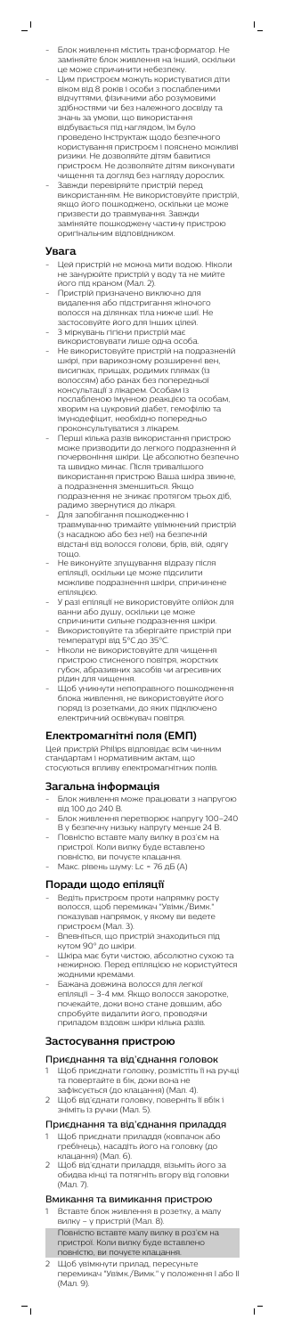- Блок живлення містить трансформатор. Не заміняйте блок живлення на інший, оскільки це може спричинити небезпеку.
- Цим пристроєм можуть користуватися діти віком від 8 років і особи з послабленими відчуттями, фізичними або розумовими здібностями чи без належного досвіду та знань за умови, що використання відбувається під наглядом, їм було проведено інструктаж щодо безпечного користування пристроєм і пояснено можливі ризики. Не дозволяйте дітям бавитися пристроєм. Не дозволяйте дітям виконувати чищення та догляд без нагляду дорослих.
- Завжди перевіряйте пристрій перед використанням. Не використовуйте пристрій, якщо його пошкоджено, оскільки це може призвести до травмування. Завжди заміняйте пошкоджену частину пристрою оригінальним відповідником.

## Увага

- Цей пристрій не можна мити водою. Ніколи не занурюйте пристрій у воду та не мийте його під краном (Мал. 2).
- Пристрій призначено виключно для видалення або підстригання жіночого волосся на ділянках тіла нижче шиї. Не застосовуйте його для інших цілей.
- З міркувань гігієни пристрій має використовувати лише одна особа.
- Не використовуйте пристрій на подразненій шкірі, при варикозному розширенні вен, висипках, прищах, родимих плямах (із волоссям) або ранах без попередньої консультації з лікарем. Особам із послабленою імунною реакцією та особам, хворим на цукровий діабет, гемофілію та імунодефіцит, необхідно попередньо проконсультуватися з лікарем.
- Перші кілька разів використання пристрою може призводити до легкого подразнення й почервоніння шкіри. Це абсолютно безпечно та швидко минає. Після тривалішого використання пристрою Ваша шкіра звикне, а подразнення зменшиться. Якщо подразнення не зникає протягом трьох діб, радимо звернутися до лікаря.
- Для запобігання пошкодженню і травмуванню тримайте увімкнений пристрій (з насадкою або без неї) на безпечній відстані від волосся голови, брів, вій, одягу тощо.
- Не виконуйте злущування відразу після епіляції, оскільки це може підсилити можливе подразнення шкіри, спричинене епіляцією.
- У разі епіляції не використовуйте олійок для ванни або душу, оскільки це може спричинити сильне подразнення шкіри.
- Використовуйте та зберігайте пристрій при температурі від 5°C до 35°C.
- Ніколи не використовуйте для чищення пристрою стисненого повітря, жорстких губок, абразивних засобів чи агресивних рідин для чищення.
- Щоб уникнути непоправного пошкодження блока живлення, не використовуйте його поряд із розетками, до яких підключено електричний освіжувач повітря.

## Електромагнітні поля (ЕМП)

Цей пристрій Philips відповідає всім чинним стандартам і нормативним актам, що стосуються впливу електромагнітних полів.

## Загальна інформація

- Блок живлення може працювати з напругою від 100 до 240 В.
- Блок живлення перетворює напругу 100–240 В у безпечну низьку напругу менше 24 В.
- Повністю вставте малу вилку в роз'єм на пристрої. Коли вилку буде вставлено повністю, ви почуєте клацання.
- Макс. рівень шуму: Lc = 76 дБ (A)

## Поради щодо епіляції

- Ведіть пристроєм проти напрямку росту волосся, щоб перемикач "Увімк./Вимк." показував напрямок, у якому ви ведете пристроєм (Мал. 3).
- Впевніться, що пристрій знаходиться під кутом 90° до шкіри.
- Шкіра має бути чистою, абсолютно сухою та нежирною. Перед епіляцією не користуйтеся жодними кремами.
- Бажана довжина волосся для легкої епіляції – 3–4 мм. Якщо волосся закоротке, почекайте, доки воно стане довшим, або спробуйте видалити його, проводячи приладом вздовж шкіри кілька разів.

## Застосування пристрою

### Приєднання та від'єднання головок

1. Щоб приєднати головку, розмістіть її на ручці та повертайте в бік, доки вона не зафіксується (до клацання) (Мал. 4).
2. Щоб від'єднати головку, поверніть її вбік і зніміть із ручки (Мал. 5).

### Приєднання та від'єднання приладдя

1. Щоб приєднати приладдя (ковпачок або гребінець), насадіть його на головку (до клацання) (Мал. 6).
2. Щоб від'єднати приладдя, візьміть його за обидва кінці та потягніть вгору від головки (Мал. 7).

### Вмикання та вимикання пристрою

1. Вставте блок живлення в розетку, а малу вилку – у пристрій (Мал. 8).
   Повністю вставте малу вилку в роз'єм на пристрої. Коли вилку буде вставлено повністю, ви почуєте клацання.
2. Щоб увімкнути прилад, пересуньте перемикач "Увімк./Вимк." у положення I або II (Мал. 9).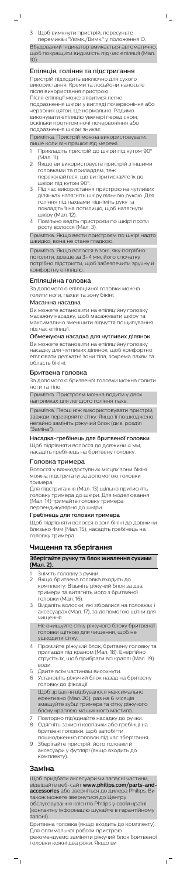3 Щоб вимкнути пристрій, пересуньте перемикач "Увімк./Вимк." у положення O.

Вбудований індикатор вмикається автоматично, щоб покращити видимість під час епіляції (Мал. 10).

## Епіляція, гоління та підстригання

Пристрій підходить виключно для сухого використання. Креми та лосьйони наносьте після використання пристрою.

Після епіляції може з'явитися легке подразнення шкіри у вигляді почервоніння або червоних цяток. Це нормально. Радимо виконувати епіляцію увечері перед сном, оскільки протягом ночі почервоніння або подразнення шкіри зникає.

Примітка. Пристрій можна використовувати, лише коли він працює від мережі.

1 Прикладіть пристрій до шкіри під кутом 90° (Мал. 11).
2 Якщо ви використовуєте пристрій з іншими головками та приладдям, теж переконайтеся, що ви притискаєте їх до шкіри під кутом 90°.
3 Під час використання пристрою на чутливих ділянках натягніть шкіру вільною рукою. Для гоління під пахвами підніміть руку та покладіть її на потилицю, щоб натягнути шкіру (Мал. 12).
4 Повільно ведіть пристроєм по шкірі проти росту волосся (Мал. 3).

Примітка. Якщо вести пристроєм по шкірі надто швидко, вона не стане гладкою.

Примітка. Якщо волосся в зоні, яку потрібно поголити, довше за 3–4 мм, його спочатку потрібно підстригти, щоб забезпечити зручну й комфортну епіляцію.

### Епіляційна головка

За допомогою епіляційної головки можна голити ноги, пахви та зону бікіні.

#### Масажна насадка

Ви можете встановити на епіляційну головку масажну насадку, щоб масажувати шкіру та максимально зменшити відчуття пощипування під час епіляції.

#### Обмежуюча насадка для чутливих ділянок

Ви можете встановити на епіляційну головку насадку для чутливих ділянок, щоб комфортно епілювати делікатні зони тіла, зокрема пахви та область бікіні.

### Бритвена головка

За допомогою бритвеної головки можна голити ноги та тіло.

Примітка. Пристроєм можна водити у двох напрямках для легшого гоління пахв.

Примітка. Перш ніж використовувати пристрій, завжди перевіряйте сітку. Якщо її пошкоджено, негайно замініть ріжучий блок (див. розділ "Заміна").

#### Насадка-гребінець для бритвеної головки

Щоб підрівняти волосся до довжини 4 мм, насадіть гребінець на бритвену головку.

### Головка тримера

Волосся у важкодоступних місцях зони бікіні можна підстригати за допомогою головки тримера.

Для підстригання (Мал. 13) щільно притисніть головку тримера до шкіри. Для моделювання (Мал. 14) тримайте головку тримера перпендикулярно до шкіри.

#### Гребінець для головки тримера

Щоб підрівняти волосся в зоні бікіні до довжини близько 4мм (Мал. 15), насадіть гребінець на головку тримера.

## Чищення та зберігання

**Зберігайте ручку та блок живлення сухими (Мал. 2).**

1 Зніміть головку з ручки.
2 Якщо бритвена головка входить до комплекту: Візьміть ріжучий блок за два тримери та витягніть його з бритвеної головки (Мал. 16).
3 Видаліть волоски, які зібралися на головках і аксесуарах (Мал. 17), за допомогою щітки для чищення.

   Не очищуйте сітку ріжучого блоку бритвеної головки щіткою для чищення, щоб не ушкодити сітку.

4 Промийте ріжучий блок, бритвену головку та приладдя під краном (Мал. 18). Енергійно струсіть їх, щоб прибрати всі краплі (Мал. 19) води.
5 Дайте всім частинам висохнути.
6 Установіть ріжучий блок назад на бритвену головку до фіксації.

   Щоб зрізання відбувалося максимально ефективно (Мал. 20), раз на 6 місяців змащуйте зубці тримера та сітку ріжучого блоку краплею машинного мастила.

7 Повторно під'єднайте насадку до ручки.
8 Одягніть захисні ковпачки або гребінці на бритвені головки, щоб запобігти пошкодженню головок під час зберігання.
9 Зберігайте пристрій, його головки й аксесуари у футлярі (якщо входить до комплекту).

## Заміна

Щоб придбати аксесуари чи запасні частини, відвідайте веб-сайт **www.philips.com/parts-and-accessories** або зверніться до дилера Philips. Ви також можете звернутися до Центру обслуговування клієнтів Philips у своїй країні (контактну інформацію шукайте в гарантійному талоні).

Бритвена головка (якщо входить до комплекту). Для оптимальної роботи пристрою рекомендуємо заміняти ріжучий блок бритвеної головки кожні два роки. Якщо ви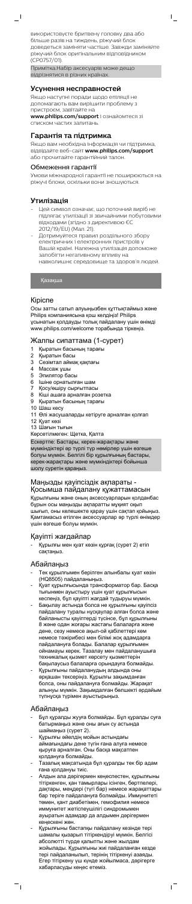використовуєте бритвену головку два або більше разів на тиждень, ріжучий блок доведеться заміняти частіше. Завжди заміняйте ріжучий блок оригінальним відповідником (CP0757/01).

Примітка.Набір аксесуарів може дещо відрізнятися в різних країнах.

## Усунення несправностей

Якщо наступні поради щодо епіляції не допомагають вам вирішити проблему з пристроєм, завітайте на **www.philips.com/support** і ознайомтеся зі списком частих запитань.

## Гарантія та підтримка

Якщо вам необхідна інформація чи підтримка, відвідайте веб-сайт **www.philips.com/support** або прочитайте гарантійний талон.

### Обмеження гарантії

Умови міжнародної гарантії не поширюються на ріжучі блоки, оскільки вони зношуються.

## Утилізація

- Цей символ означає, що поточний виріб не підлягає утилізації зі звичайними побутовими відходами (згідно з директивою ЄС 2012/19/EU) (Мал. 21).
- Дотримуйтеся правил роздільного збору електричних і електронних пристроїв у Вашій країні. Належна утилізація допоможе запобігти негативному впливу на навколишнє середовище та здоров'я людей.

Қазақша

## Кіріспе

Осы затты сатып алуыңызбен құттықтаймыз және Philips компаниясына қош келдіңіз! Philips ұсынатын қолдауды толық пайдалану үшін өнімді www.philips.com/welcome торабында тіркеңіз.

## Жалпы сипаттама (1-сурет)

1. Қыратын басының тарағы
2. Қыратын басы
3. Сезімтал аймақ қақпағы
4. Массаж ұшы
5. Эпилятор басы
6. Ішіне орнатылған шам
7. Қосу/өшіру сырғытпасы
8. Кіші ашаға арналған розетка
9. Қыратын басының тарағы
10. Шаш кесу
11. Өлі жасушаларды кетіруге арналған қолғап
12. Қуат көзі
13. Шағын тығын

Көрсетілмеген: Щетка, Қапта

Ескертпе: Бастары, керек-жарақтары және мүмкіндіктері әр түрлі түр нөмірлер үшін өзгеше болуы мүмкін. Белгілі бір құрылғының бастары, керек-жарақтары және мүмкіндіктері бойынша шолу суретін қараңыз.

## Маңызды қауіпсіздік ақпараты - Қосымша пайдалану құжаттамасын

Құрылғыны және оның аксессуарларын қолданбас бұрын осы маңызды ақпаратты мұқият оқып шығып, оны келешекте қарау үшін сақтап қойыңыз. Қамтамасыз етілген аксессуарлар әр түрлі өнімдер үшін өзгеше болуы мүмкін.

### Қауіпті жағдайлар

- Құрылғы мен қуат көзін құрғақ (сурет 2) етіп сақтаңыз.

### Абайлаңыз

- Тек құрылғымен берілген алынбалы қуат көзін (HQ8505) пайдаланыңыз.
- Қуат құрылғысында трансформатор бар. Басқа тығынмен ауыстыру үшін қуат құрылғысын кеспеңіз, бұл қауіпті жағдай тудыруы мүмкін.
- Бақылау астында болса не құрылғыны қауіпсіз пайдалану туралы нұсқаулар алған болса және байланысты қауіптерді түсінсе, бұл құрылғыны 8 және одан жоғары жастағы балаларға және дене, сезу немесе ақыл-ой қабілеттері кем немесе тәжірибесі мен білімі жоқ адамдарға пайдалануға болады. Балалар құрылғымен ойнамауы керек. Тазалау мен пайдаланушыға техникалық қызмет көрсету қызметтерін бақылаусыз балаларға орындауға болмайды.
- Құрылғыны пайдаланудың алдында оны әрқашан тексеріңіз. Құрылғы зақымданған болса, оны пайдалануға болмайды. Жарақат алынуы мүмкін. Зақымданған бөлшекті әрдайым түпнұсқа түрімен ауыстырыңыз.

### Абайлаңыз

- Бұл құралды жууға болмайды. Бұл құралды суға батырмаңыз және оны ағын су астында шаймаңыз (сурет 2).
- Құрылғы әйелдің мойын астындағы аймақтардағы дене түгін ғана алуға немесе қыруға арналған. Оны басқа мақсатпен қолдануға болмайды.
- Тазалық мақсатында бұл құралды тек бір адам ғана қолдануы тиіс.
- Алдын ала дәрігермен кеңеспестен, құрылғыны тітіркенген, қан тамырлары ісінген, бөртпелері, дақтары, меңдері (түгі бар) немесе жарақаттары бар теріге пайдалануға болмайды. Иммунитеті төмен, қант диабетімен, гемофилия немесе иммунитет жетіспеушілігі синдромымен ауыратын адамдар да алдымен дәрігермен кеңескені жөн.
- Құрылғыны бастапқы пайдалану кезінде тері шамалы қызарып тітіркендіруі мүмкін. Белгісі абсолютті түрде қалыпты және жылдам жойылады. Құрылғыны жиі пайдаланған кезде тері пайдаланылып, терінің тітіркенуі азаяды. Егер тітіркену үш күнде жойылмаса, дәрігерге хабарласуды кеңес етеміз.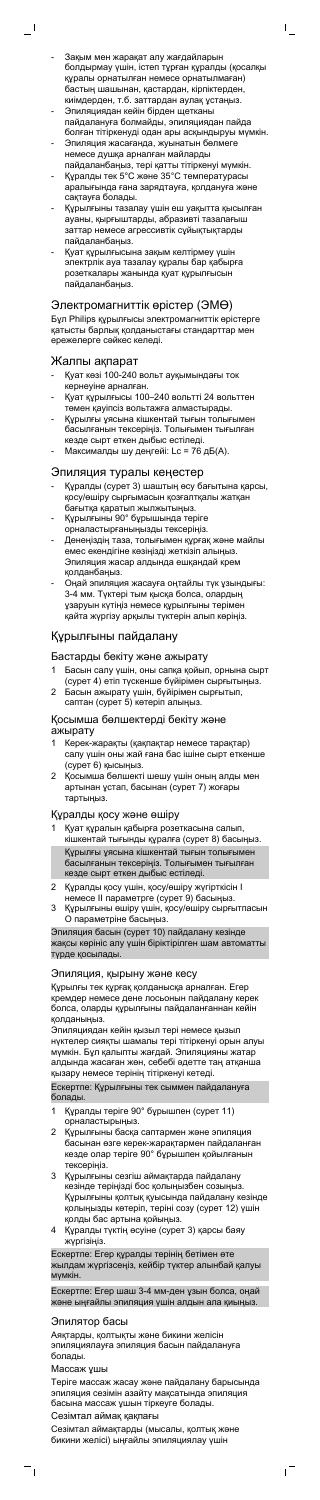- Зақым мен жарақат алу жағдайларын болдырмау үшін, істеп тұрған құралды (қосалқы құралы орнатылған немесе орнатылмаған) бастың шашынан, қастардан, кірпіктерден, киімдерден, т.б. заттардан аулақ ұстаңыз.
- Эпиляциядан кейін бірден щетканы пайдалануға болмайды, эпиляциядан пайда болған тітіркенуді одан ары асқындыруы мүмкін.
- Эпиляция жасағанда, жуынатын бөлмеге немесе душқа арналған майларды пайдаланбаңыз, тері қатты тітіркенуі мүмкін.
- Құралды тек 5°C және 35°C температурасы аралығында ғана зарядтауға, қолдануға және сақтауға болады.
- Құрылғыны тазалау үшін еш уақытта қысылған ауаны, қырғыштарды, абразивті тазалағыш заттар немесе агрессивтік сұйықтықтарды пайдаланбаңыз.
- Қуат құрылғысына зақым келтірмеу үшін электрлік ауа тазалау құралы бар қабырға розеткалары жанында қуат құрылғысын пайдаланбаңыз.

## Электромагниттік өрістер (ЭМӨ)

Бұл Philips құрылғысы электромагниттік өрістерге қатысты барлық қолданыстағы стандарттар мен ережелерге сәйкес келеді.

## Жалпы ақпарат

- Қуат көзі 100-240 вольт ауқымындағы ток кернеуіне арналған.
- Қуат құрылғысы 100–240 вольтті 24 вольттен төмен қауіпсіз вольтажға алмастырады.
- Құрылғы ұясына кішкентай тығын толығымен басылғанын тексеріңіз. Толығымен тығылған кезде сырт еткен дыбыс естіледі.
- Максималды шу деңгейі: Lc = 76 дБ(A).

## Эпиляция туралы кеңестер

- Құралды (сурет 3) шаштың өсу бағытына қарсы, қосу/өшіру сырғымасын қозғалтқалы жатқан бағытқа қаратып жылжытыңыз.
- Құрылғыны 90° бұрышында теріге орналастырғаныңызды тексеріңіз.
- Денеңіздің таза, толығымен құрғақ және майлы емес екендігіне көзіңізді жеткізіп алыңыз. Эпиляция жасар алдында ешқандай крем қолданбаңыз.
- Оңай эпиляция жасауға оңтайлы түк ұзындығы: 3-4 мм. Түктері тым қысқа болса, олардың ұзаруын күтіңіз немесе құрылғыны терімен қайта жүргізу арқылы түктерін алып көріңіз.

## Құрылғыны пайдалану

### Бастарды бекіту және ажырату

1 Басын салу үшін, оны сапқа қойып, орнына сырт (сурет 4) етіп түскенше бүйірімен сырғытыңыз.
2 Басын ажырату үшін, бүйірімен сырғытып, саптан (сурет 5) көтеріп алыңыз.

### Қосымша бөлшектерді бекіту және ажырату

1 Керек-жарақты (қақпақтар немесе тарақтар) салу үшін оны жай ғана бас ішіне сырт еткенше (сурет 6) қысыңыз.
2 Қосымша бөлшекті шешу үшін оның алды мен артынан ұстап, басынан (сурет 7) жоғары тартыңыз.

### Құралды қосу және өшіру

1 Қуат құралын қабырға розеткасына салып, кішкентай тығынды құралға (сурет 8) басыңыз.

Құрылғы ұясына кішкентай тығын толығымен басылғанын тексеріңіз. Толығымен тығылған кезде сырт еткен дыбыс естіледі.

2 Құралды қосу үшін, қосу/өшіру жүгірткісін I немесе II параметріне (сурет 9) басыңыз.
3 Құрылғыны өшіру үшін, қосу/өшіру сырғытпасын O параметріне басыңыз.

Эпиляция басы (сурет 10) пайдалану кезінде жақсы көрінісі алу үшін біріктірілген шам автоматты түрде қосылады.

### Эпиляция, қырыну және кесу

Құрылғы тек құрғақ қолдануға арналған. Егер кремдер немесе дене лосьонын пайдалану керек болса, оларды құрылғыны пайдаланғаннан кейін қолданыңыз.

Эпиляциядан кейін қызыл тері немесе қызыл нүктелер сияқты шамалы тері тітіркенуі орын алуы мүмкін. Бұл қалыпты жағдай. Эпиляцияны жатар алдында жасаған жөн, себебі әдетте таң атқанша қызару немесе терінің тітіркенуі кетеді.

Ескертпе: Құрылғыны тек сыммен пайдалануға болады.

1 Құралды теріге 90° бұрышпен (сурет 11) орналастырыңыз.
2 Құрылғыны басқа саптармен және эпиляция басынан өзге керек-жарақтармен пайдаланған кезде олар теріге 90° бұрышпен қойылғанын тексеріңіз.
3 Құрылғыны сезгіш аймақтарда пайдалану кезінде теріңізді бос қолыңызбен созыңыз. Құрылғыны қолтық қуысында пайдалану кезінде қолыңызды жоғары көтеріп, теріні созу (сурет 12) үшін қолды бас артына қойыңыз.
4 Құралды түктің өсуіне (сурет 3) қарсы баяу жүргізіңіз.

Ескертпе: Егер құралды терінің бетімен өте жылдам жүргізсеңіз, кейбір түктер алынбай қалуы мүмкін.

Ескертпе: Егер шаш 3-4 мм-ден ұзын болса, оңай және ыңғайлы эпиляция үшін алдын ала қиыңыз.

## Эпилятор басы

Аяқтарды, қолтықты және бикини желісін эпиляциялауға эпиляция басын пайдалануға болады.

### Массаж ұшы

Теріге массаж жасау және пайдалану барысында эпиляция сезімін азайту мақсатында эпиляция басына массаж ұшын тіркеуге болады.

### Сезімтал аймақ қақпағы

Сезімтал аймақтарды (мысалы, қолтық және бикини желісі) ыңғайлы эпиляциялау үшін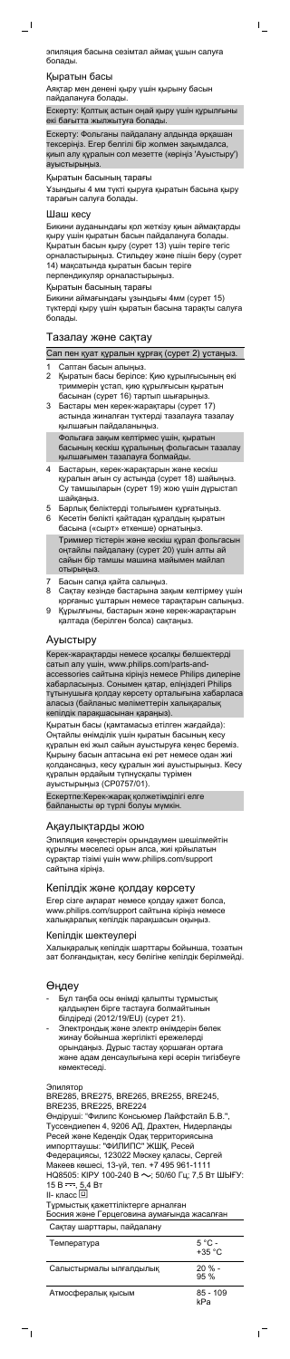эпиляция басына сезімтал аймақ үшін салуға болады.

### Қыратын басы

Аяқтар мен денені қыру үшін қыруы басын пайдалануға болады.

Ескерту: Қолтық астын оңай қыру үшін құрылғыны екі бағытта жылжытуға болады.

Ескерту: Фольганы пайдалану алдында әрқашан тексеріңіз. Егер белгілі бір жолмен зақымдалса, қиып алу құралын сол мезетте (көріңіз 'Ауыстыру') ауыстырыңыз.

### Қыратын басының тарағы

Ұзындығы 4 мм түкті қыруға қыратын басына қыру тарағын салуға болады.

### Шаш кесу

Бикини ауданындағы қол жеткізу қиын аймақтарды қыру үшін қыратын басын пайдалануға болады. Қыратын басын қыру (сурет 13) үшін теріге тегіс орналастырыңыз. Стильдеу және пішін беру (сурет 14) мақсатында қыратын басын теріге перпендикуляр орналастырыңыз.

### Қыратын басының тарағы

Бикини аймағындағы ұзындығы 4мм (сурет 15) түктерді қыру үшін қыратын басына тарақты салуға болады.

## Тазалау және сақтау

Сап пен қуат құралын құрғақ (сурет 2) ұстаңыз.

1. Саптан басын алыңыз.
2. Қыратын басы берілсе: Қию құрылғысының екі триммерін ұстап, қию құрылғысын қыратын басынан (сурет 16) тартып шығарыңыз.
3. Бастары мен керек-жарақтары (сурет 17) астында жиналған түктерді тазалауға тазалау қылшағын пайдаланыңыз.

   Фольгаға зақым келтірмес үшін, қыратын басының кескіш құралының фольгасын тазалау қылшағымен тазалауға болмайды.
4. Бастарын, керек-жарақтарын және кескіш құрал ағын су астында (сурет 18) шайыңыз. Су тамшыларын (сурет 19) жою үшін дұрыстап шайқаңыз.
5. Барлық бөліктерді толығымен құрғатыңыз.
6. Кесетін бөлікті қайтадан құралдың қыратын басына («сырт» еткенше) орнатыңыз.

   Триммер тістерін және кескіш құрал фольгасын оңтайлы пайдалану (сурет 20) үшін алты ай сайын бір тамшы машина майымен майлап отырыңыз.
7. Басын сапқа қайта салыңыз.
8. Сақтау кезінде бастарына зақым келтірмеу үшін қорғаныс ұштарын немесе тарақтарын салыңыз.
9. Құрылғыны, бастарын және керек-жарақтарын қалтада (берілген болса) сақтаңыз.

## Ауыстыру

Керек-жарақтарды немесе қосалқы бөлшектерді сатып алу үшін, www.philips.com/parts-and-accessories сайтына кіріңіз немесе Philips дилеріне хабарласыңыз. Сонымен қатар, еліңіздегі Philips тұтынушыға қолдау көрсету орталығына хабарласа аласыз (байланыс мәліметтерін халықаралық кепілдік парақшасынан қараңыз).

Қыратын басы (қамтамасыз етілген жағдайда): Оңтайлы өнімділік үшін қыратын басының кесу құралын екі жыл сайын ауыстыруға кеңес береміз. Қыруы басын аптасына екі рет немесе одан жиі қолдансаңыз, кесу құралын жиі ауыстырыңыз. Кесу құралын әрдайым түпнұсқалы түрімен ауыстырыңыз (CP0757/01).

Ескертпе:Керек-жарақ қолжетімділігі елге байланысты әр түрлі болуы мүмкін.

## Ақаулықтарды жою

Эпиляция кеңестерін орындаумен шешілмейтін құрылғы мәселесі орын алса, жиі қойылатын сұрақтар тізімі үшін www.philips.com/support сайтына кіріңіз.

## Кепілдік және қолдау көрсету

Егер сізге ақпарат немесе қолдау қажет болса, www.philips.com/support сайтына кіріңіз немесе халықаралық кепілдік парақшасын оқыңыз.

### Кепілдік шектеулері

Халықаралық кепілдік шарттары бойынша, тозатын зат болғандықтан, кесу бөлігіне кепілдік берілмейді.

## Өңдеу

- Бұл таңба осы өнімді қалыпты тұрмыстық қалдықпен бірге тастауға болмайтынын білдіреді (2012/19/EU) (сурет 21).
- Электрондық және электр өнімдерін бөлек жинау бойынша жергілікті ережелерді орындаңыз. Дұрыс тастау қоршаған ортаға және адам денсаулығына кері әсерін тигізбеуге көмектеседі.

Эпилятор
BRE285, BRE275, BRE265, BRE255, BRE245, BRE235, BRE225, BRE224
Өндіруші: "Филипс Консьюмер Лайфстайл Б.В.", Туссендиепен 4, 9206 АД, Драхтен, Нидерланды
Ресей және Кеден​дік Одақ территориясына импорттаушы: "ФИЛИПС" ЖШҚ, Ресей Федерациясы, 123022 Мәскеу қаласы, Сергей Макеев көшесі, 13-үй, тел. +7 495 961-1111
HQ8505: КІРУ 100-240 В ~; 50/60 Гц; 7,5 Вт ШЫҒУ: 15 В ⎓, 5,4 Вт
II- класс ⧈
Тұрмыстық қажеттіліктерге арналған
Босния және Герцеговина аумағында жасалған

| Сақтау шарттары, пайдалану | |
|---|---|
| Температура | 5 °C - +35 °C |
| Салыстырмалы ылғалдылық | 20 % - 95 % |
| Атмосфералық қысым | 85 - 109 kPa |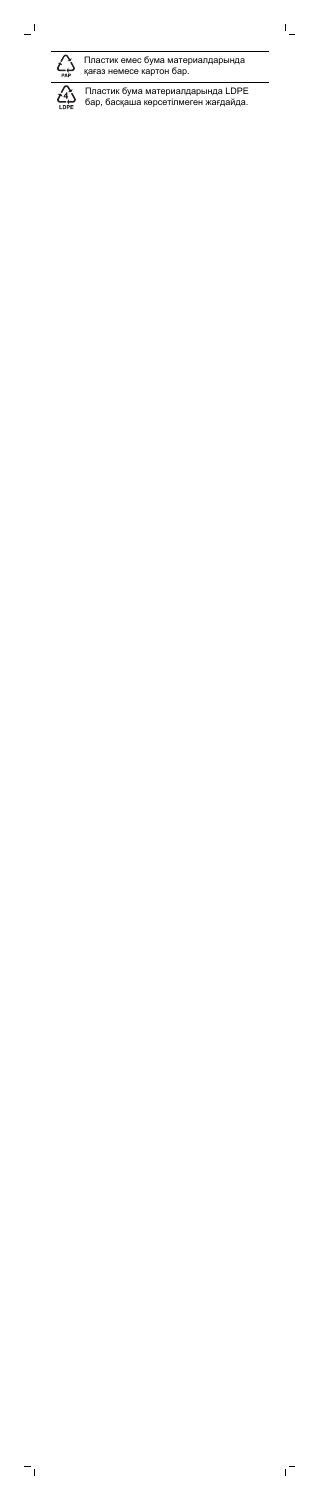PAP Пластик емес бума материалдарында қағаз немесе картон бар.

4 LDPE Пластик бума материалдарында LDPE бар, басқаша көрсетілмеген жағдайда.